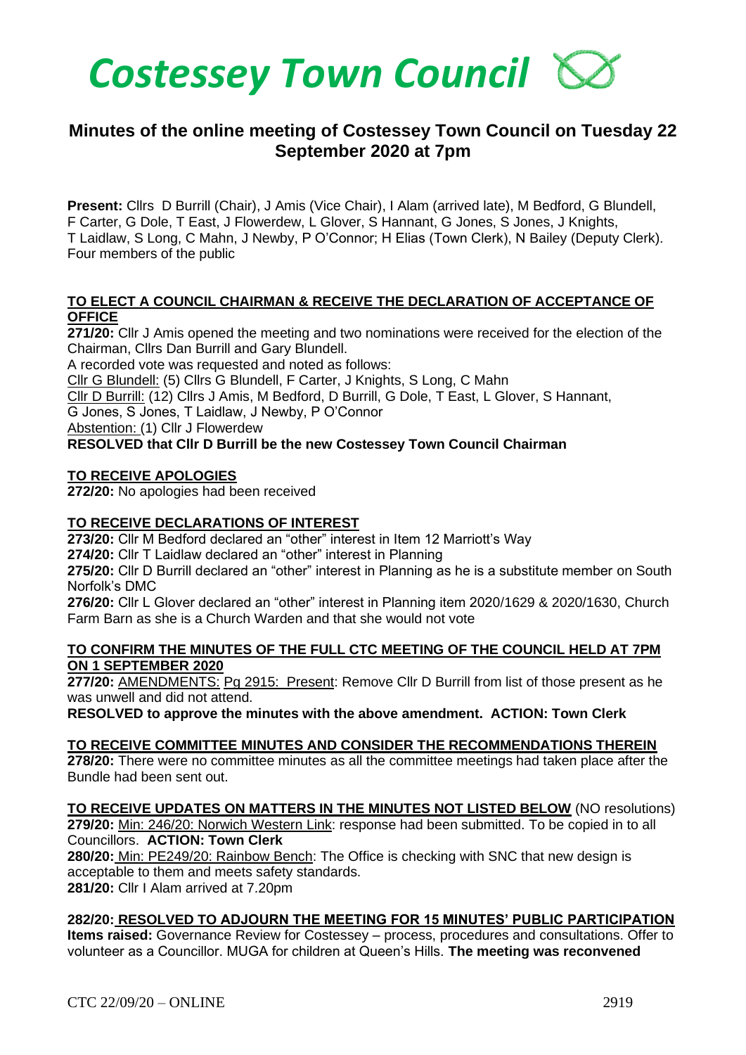# Costessey Town Council

## Minutes of the online meeting of Costessey Town Council on Tuesday 22 September 2020 at 7pm

**Present:** Cllrs D Burrill (Chair), J Amis (Vice Chair), I Alam (arrived late), M Bedford, G Blundell, F Carter, G Dole, T East, J Flowerdew, L Glover, S Hannant, G Jones, S Jones, J Knights, T Laidlaw, S Long, C Mahn, J Newby, P O'Connor; H Elias (Town Clerk), N Bailey (Deputy Clerk). Four members of the public

**TO ELECT A COUNCIL CHAIRMAN & RECEIVE THE DECLARATION OF ACCEPTANCE OF OFFICE**

**271/20:** Cllr J Amis opened the meeting and two nominations were received for the election of the Chairman, Cllrs Dan Burrill and Gary Blundell.

A recorded vote was requested and noted as follows:

Cllr G Blundell: (5) Cllrs G Blundell, F Carter, J Knights, S Long, C Mahn

Cllr D Burrill: (12) Cllrs J Amis, M Bedford, D Burrill, G Dole, T East, L Glover, S Hannant, G Jones, S Jones, T Laidlaw, J Newby, P O'Connor

Abstention: (1) Cllr J Flowerdew

**RESOLVED that Cllr D Burrill be the new Costessey Town Council Chairman**

**TO RECEIVE APOLOGIES**

**272/20:** No apologies had been received

**TO RECEIVE DECLARATIONS OF INTEREST**

**273/20:** Cllr M Bedford declared an "other" interest in Item 12 Marriott's Way

**274/20:** Cllr T Laidlaw declared an "other" interest in Planning

**275/20:** Cllr D Burrill declared an "other" interest in Planning as he is a substitute member on South Norfolk's DMC

**276/20:** Cllr L Glover declared an "other" interest in Planning item 2020/1629 & 2020/1630, Church Farm Barn as she is a Church Warden and that she would not vote

**TO CONFIRM THE MINUTES OF THE FULL CTC MEETING OF THE COUNCIL HELD AT 7PM ON 1 SEPTEMBER 2020**

**277/20:** AMENDMENTS: Pg 2915: Present: Remove Cllr D Burrill from list of those present as he was unwell and did not attend.

**RESOLVED to approve the minutes with the above amendment. ACTION: Town Clerk**

**TO RECEIVE COMMITTEE MINUTES AND CONSIDER THE RECOMMENDATIONS THEREIN**

**278/20:** There were no committee minutes as all the committee meetings had taken place after the Bundle had been sent out.

**TO RECEIVE UPDATES ON MATTERS IN THE MINUTES NOT LISTED BELOW** (NO resolutions)

**279/20:** Min: 246/20: Norwich Western Link: response had been submitted. To be copied in to all Councillors. **ACTION: Town Clerk**

**280/20:** Min: PE249/20: Rainbow Bench: The Office is checking with SNC that new design is acceptable to them and meets safety standards.

**281/20:** Cllr I Alam arrived at 7.20pm

**282/20: RESOLVED TO ADJOURN THE MEETING FOR 15 MINUTES' PUBLIC PARTICIPATION**

**Items raised:** Governance Review for Costessey – process, procedures and consultations. Offer to volunteer as a Councillor. MUGA for children at Queen's Hills. **The meeting was reconvened**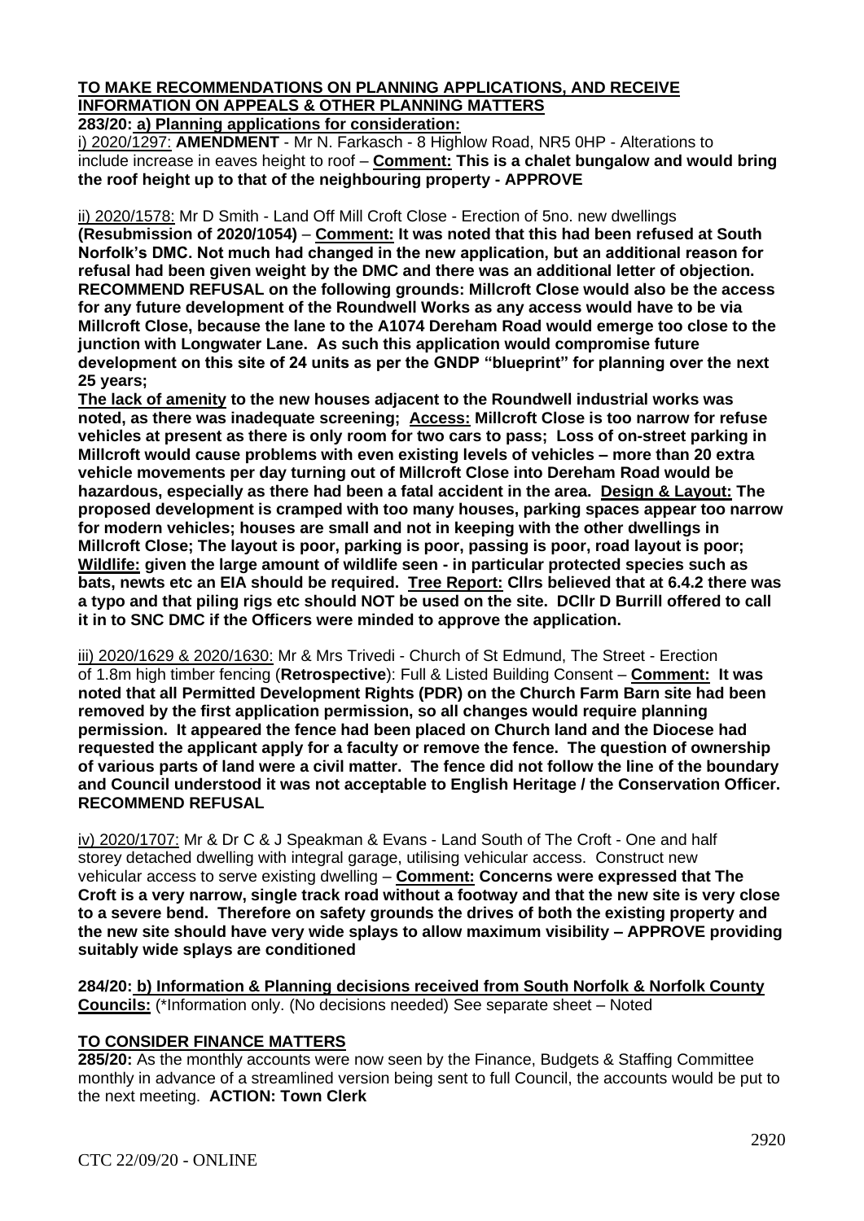**TO MAKE RECOMMENDATIONS ON PLANNING APPLICATIONS, AND RECEIVE INFORMATION ON APPEALS & OTHER PLANNING MATTERS**

**283/20: a) Planning applications for consideration:**

i) 2020/1297: **AMENDMENT** - Mr N. Farkasch - 8 Highlow Road, NR5 0HP - Alterations to include increase in eaves height to roof – **Comment: This is a chalet bungalow and would bring the roof height up to that of the neighbouring property - APPROVE**

ii) 2020/1578: Mr D Smith - Land Off Mill Croft Close - Erection of 5no. new dwellings **(Resubmission of 2020/1054)** – **Comment: It was noted that this had been refused at South Norfolk's DMC. Not much had changed in the new application, but an additional reason for refusal had been given weight by the DMC and there was an additional letter of objection. RECOMMEND REFUSAL on the following grounds: Millcroft Close would also be the access for any future development of the Roundwell Works as any access would have to be via Millcroft Close, because the lane to the A1074 Dereham Road would emerge too close to the junction with Longwater Lane. As such this application would compromise future development on this site of 24 units as per the GNDP "blueprint" for planning over the next 25 years;**

**The lack of amenity to the new houses adjacent to the Roundwell industrial works was noted, as there was inadequate screening; Access: Millcroft Close is too narrow for refuse vehicles at present as there is only room for two cars to pass; Loss of on-street parking in Millcroft would cause problems with even existing levels of vehicles – more than 20 extra vehicle movements per day turning out of Millcroft Close into Dereham Road would be hazardous, especially as there had been a fatal accident in the area. Design & Layout: The proposed development is cramped with too many houses, parking spaces appear too narrow for modern vehicles; houses are small and not in keeping with the other dwellings in Millcroft Close; The layout is poor, parking is poor, passing is poor, road layout is poor; Wildlife: given the large amount of wildlife seen - in particular protected species such as bats, newts etc an EIA should be required. Tree Report: Cllrs believed that at 6.4.2 there was a typo and that piling rigs etc should NOT be used on the site. DCllr D Burrill offered to call it in to SNC DMC if the Officers were minded to approve the application.**

iii) 2020/1629 & 2020/1630: Mr & Mrs Trivedi - Church of St Edmund, The Street - Erection of 1.8m high timber fencing (**Retrospective**): Full & Listed Building Consent – **Comment: It was noted that all Permitted Development Rights (PDR) on the Church Farm Barn site had been removed by the first application permission, so all changes would require planning permission. It appeared the fence had been placed on Church land and the Diocese had requested the applicant apply for a faculty or remove the fence. The question of ownership of various parts of land were a civil matter. The fence did not follow the line of the boundary and Council understood it was not acceptable to English Heritage / the Conservation Officer. RECOMMEND REFUSAL**

iv) 2020/1707: Mr & Dr C & J Speakman & Evans - Land South of The Croft - One and half storey detached dwelling with integral garage, utilising vehicular access. Construct new vehicular access to serve existing dwelling – **Comment: Concerns were expressed that The Croft is a very narrow, single track road without a footway and that the new site is very close to a severe bend. Therefore on safety grounds the drives of both the existing property and the new site should have very wide splays to allow maximum visibility – APPROVE providing suitably wide splays are conditioned**

**284/20: b) Information & Planning decisions received from South Norfolk & Norfolk County Councils:** (*Information only. (No decisions needed) See separate sheet – Noted

**TO CONSIDER FINANCE MATTERS**

**285/20:** As the monthly accounts were now seen by the Finance, Budgets & Staffing Committee monthly in advance of a streamlined version being sent to full Council, the accounts would be put to the next meeting. **ACTION: Town Clerk**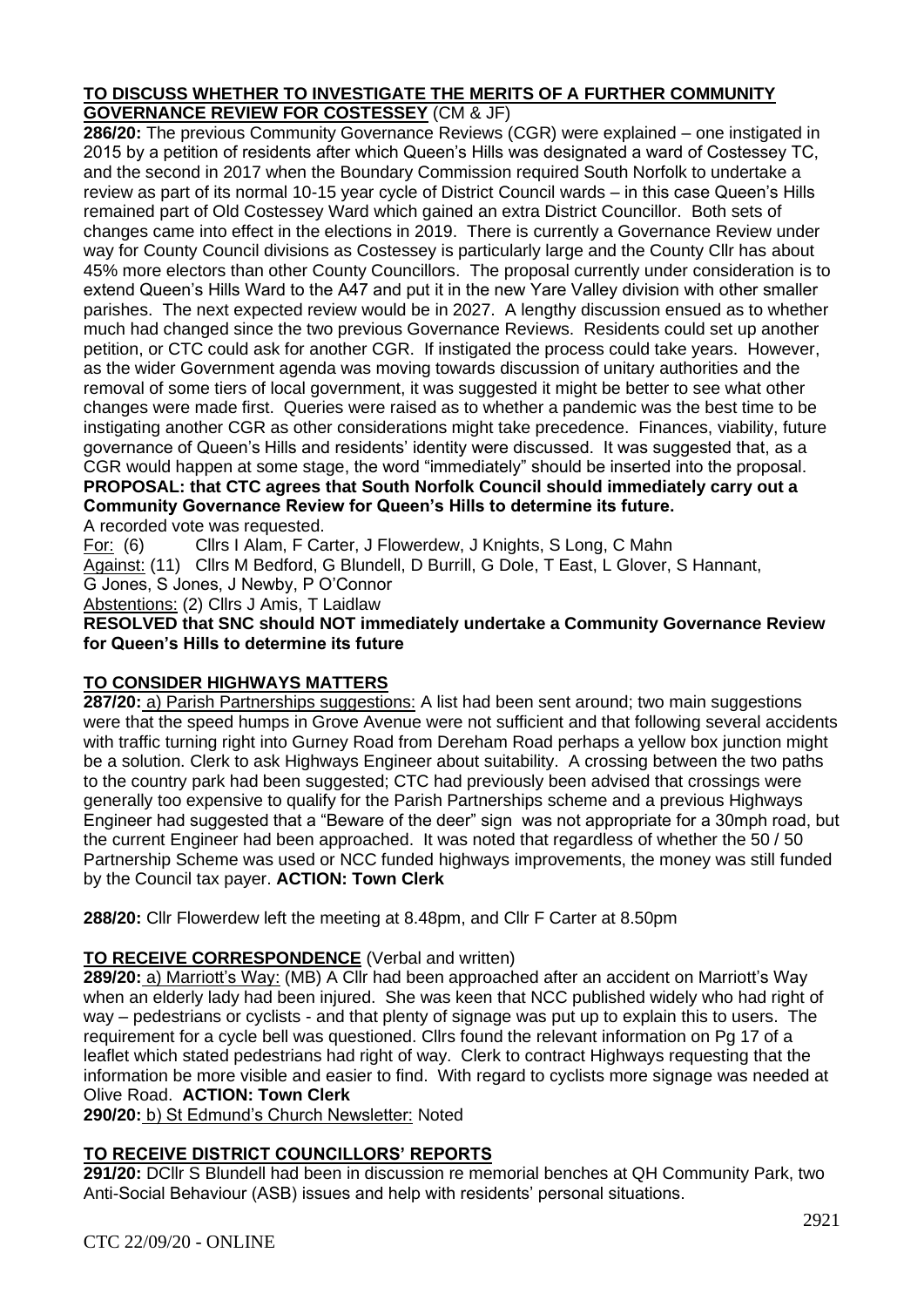**TO DISCUSS WHETHER TO INVESTIGATE THE MERITS OF A FURTHER COMMUNITY GOVERNANCE REVIEW FOR COSTESSEY** (CM & JF)

**286/20:** The previous Community Governance Reviews (CGR) were explained – one instigated in 2015 by a petition of residents after which Queen's Hills was designated a ward of Costessey TC, and the second in 2017 when the Boundary Commission required South Norfolk to undertake a review as part of its normal 10-15 year cycle of District Council wards – in this case Queen's Hills remained part of Old Costessey Ward which gained an extra District Councillor. Both sets of changes came into effect in the elections in 2019. There is currently a Governance Review under way for County Council divisions as Costessey is particularly large and the County Cllr has about 45% more electors than other County Councillors. The proposal currently under consideration is to extend Queen's Hills Ward to the A47 and put it in the new Yare Valley division with other smaller parishes. The next expected review would be in 2027. A lengthy discussion ensued as to whether much had changed since the two previous Governance Reviews. Residents could set up another petition, or CTC could ask for another CGR. If instigated the process could take years. However, as the wider Government agenda was moving towards discussion of unitary authorities and the removal of some tiers of local government, it was suggested it might be better to see what other changes were made first. Queries were raised as to whether a pandemic was the best time to be instigating another CGR as other considerations might take precedence. Finances, viability, future governance of Queen's Hills and residents' identity were discussed. It was suggested that, as a CGR would happen at some stage, the word "immediately" should be inserted into the proposal.

**PROPOSAL: that CTC agrees that South Norfolk Council should immediately carry out a Community Governance Review for Queen's Hills to determine its future.**

A recorded vote was requested.

For: (6) Cllrs I Alam, F Carter, J Flowerdew, J Knights, S Long, C Mahn

Against: (11) Cllrs M Bedford, G Blundell, D Burrill, G Dole, T East, L Glover, S Hannant, G Jones, S Jones, J Newby, P O'Connor

Abstentions: (2) Cllrs J Amis, T Laidlaw

**RESOLVED that SNC should NOT immediately undertake a Community Governance Review for Queen's Hills to determine its future**

**TO CONSIDER HIGHWAYS MATTERS**

**287/20:** a) Parish Partnerships suggestions: A list had been sent around; two main suggestions were that the speed humps in Grove Avenue were not sufficient and that following several accidents with traffic turning right into Gurney Road from Dereham Road perhaps a yellow box junction might be a solution. Clerk to ask Highways Engineer about suitability. A crossing between the two paths to the country park had been suggested; CTC had previously been advised that crossings were generally too expensive to qualify for the Parish Partnerships scheme and a previous Highways Engineer had suggested that a "Beware of the deer" sign was not appropriate for a 30mph road, but the current Engineer had been approached. It was noted that regardless of whether the 50 / 50 Partnership Scheme was used or NCC funded highways improvements, the money was still funded by the Council tax payer. **ACTION: Town Clerk**

**288/20:** Cllr Flowerdew left the meeting at 8.48pm, and Cllr F Carter at 8.50pm

**TO RECEIVE CORRESPONDENCE** (Verbal and written)

**289/20:** a) Marriott's Way: (MB) A Cllr had been approached after an accident on Marriott's Way when an elderly lady had been injured. She was keen that NCC published widely who had right of way – pedestrians or cyclists - and that plenty of signage was put up to explain this to users. The requirement for a cycle bell was questioned. Cllrs found the relevant information on Pg 17 of a leaflet which stated pedestrians had right of way. Clerk to contract Highways requesting that the information be more visible and easier to find. With regard to cyclists more signage was needed at Olive Road. **ACTION: Town Clerk**

**290/20:** b) St Edmund's Church Newsletter: Noted

**TO RECEIVE DISTRICT COUNCILLORS' REPORTS**

**291/20:** DCllr S Blundell had been in discussion re memorial benches at QH Community Park, two Anti-Social Behaviour (ASB) issues and help with residents' personal situations.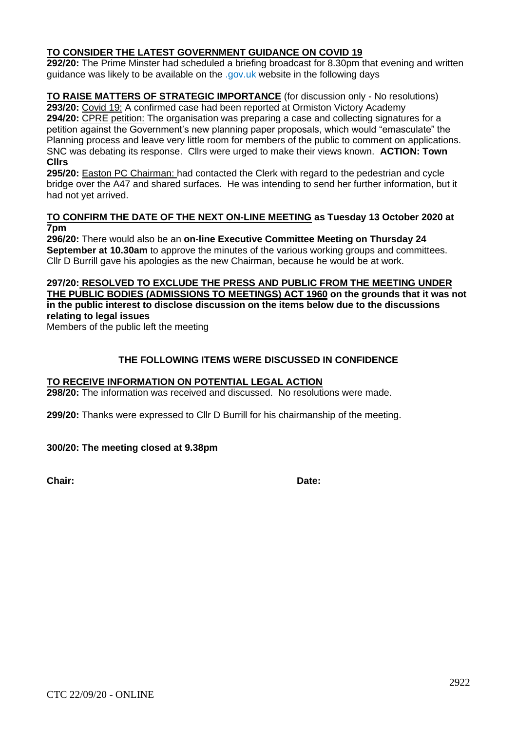**TO CONSIDER THE LATEST GOVERNMENT GUIDANCE ON COVID 19**

**292/20:** The Prime Minster had scheduled a briefing broadcast for 8.30pm that evening and written guidance was likely to be available on the .gov.uk website in the following days

**TO RAISE MATTERS OF STRATEGIC IMPORTANCE** (for discussion only - No resolutions)

**293/20:** Covid 19: A confirmed case had been reported at Ormiston Victory Academy

**294/20:** CPRE petition: The organisation was preparing a case and collecting signatures for a petition against the Government's new planning paper proposals, which would "emasculate" the Planning process and leave very little room for members of the public to comment on applications. SNC was debating its response. Cllrs were urged to make their views known. **ACTION: Town Cllrs**

**295/20:** Easton PC Chairman: had contacted the Clerk with regard to the pedestrian and cycle bridge over the A47 and shared surfaces. He was intending to send her further information, but it had not yet arrived.

**TO CONFIRM THE DATE OF THE NEXT ON-LINE MEETING as Tuesday 13 October 2020 at 7pm**

**296/20:** There would also be an **on-line Executive Committee Meeting on Thursday 24 September at 10.30am** to approve the minutes of the various working groups and committees. Cllr D Burrill gave his apologies as the new Chairman, because he would be at work.

**297/20: RESOLVED TO EXCLUDE THE PRESS AND PUBLIC FROM THE MEETING UNDER THE PUBLIC BODIES (ADMISSIONS TO MEETINGS) ACT 1960 on the grounds that it was not in the public interest to disclose discussion on the items below due to the discussions relating to legal issues**

Members of the public left the meeting

**THE FOLLOWING ITEMS WERE DISCUSSED IN CONFIDENCE**

**TO RECEIVE INFORMATION ON POTENTIAL LEGAL ACTION**

**298/20:** The information was received and discussed. No resolutions were made.

**299/20:** Thanks were expressed to Cllr D Burrill for his chairmanship of the meeting.

**300/20: The meeting closed at 9.38pm**

**Chair:** **Date:**